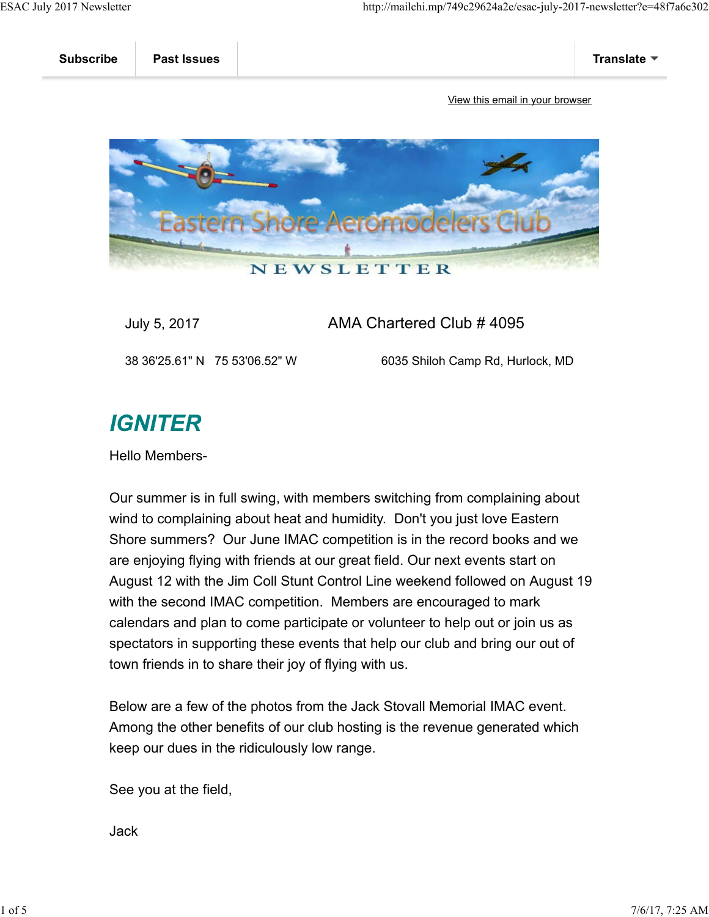Subscribe | Past Issues | Translate

View this email in your browser

Eastern Shore Aeromodelers Club

NEWSLETTER

July 5, 2017 AMA Chartered Club # 4095

38 36'25.61" N 75 53'06.52" W 6035 Shiloh Camp Rd, Hurlock, MD

## *IGNITER*

Hello Members-

Our summer is in full swing, with members switching from complaining about wind to complaining about heat and humidity. Don't you just love Eastern Shore summers? Our June IMAC competition is in the record books and we are enjoying flying with friends at our great field. Our next events start on August 12 with the Jim Coll Stunt Control Line weekend followed on August 19 with the second IMAC competition. Members are encouraged to mark calendars and plan to come participate or volunteer to help out or join us as spectators in supporting these events that help our club and bring our out of town friends in to share their joy of flying with us.

Below are a few of the photos from the Jack Stovall Memorial IMAC event. Among the other benefits of our club hosting is the revenue generated which keep our dues in the ridiculously low range.

See you at the field,

Jack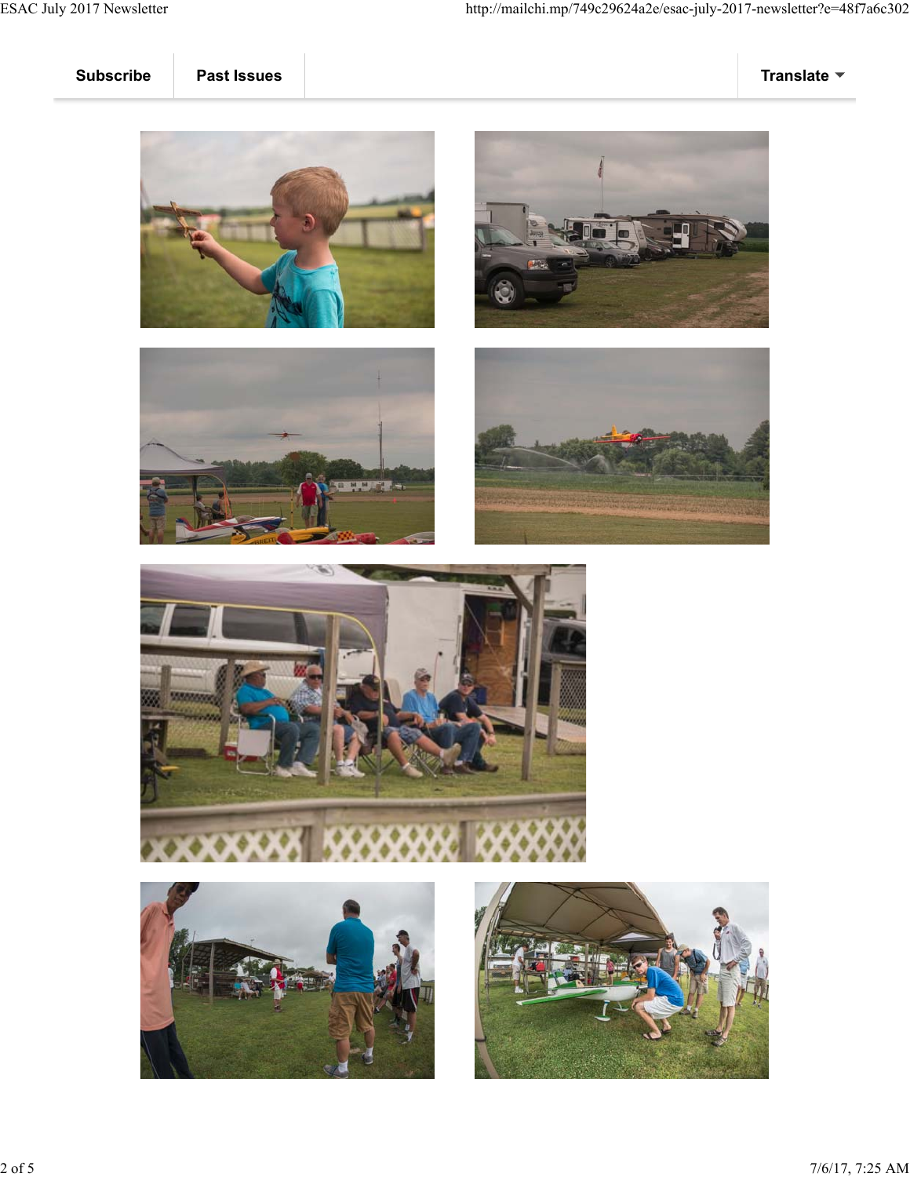Subscribe | Past Issues | Translate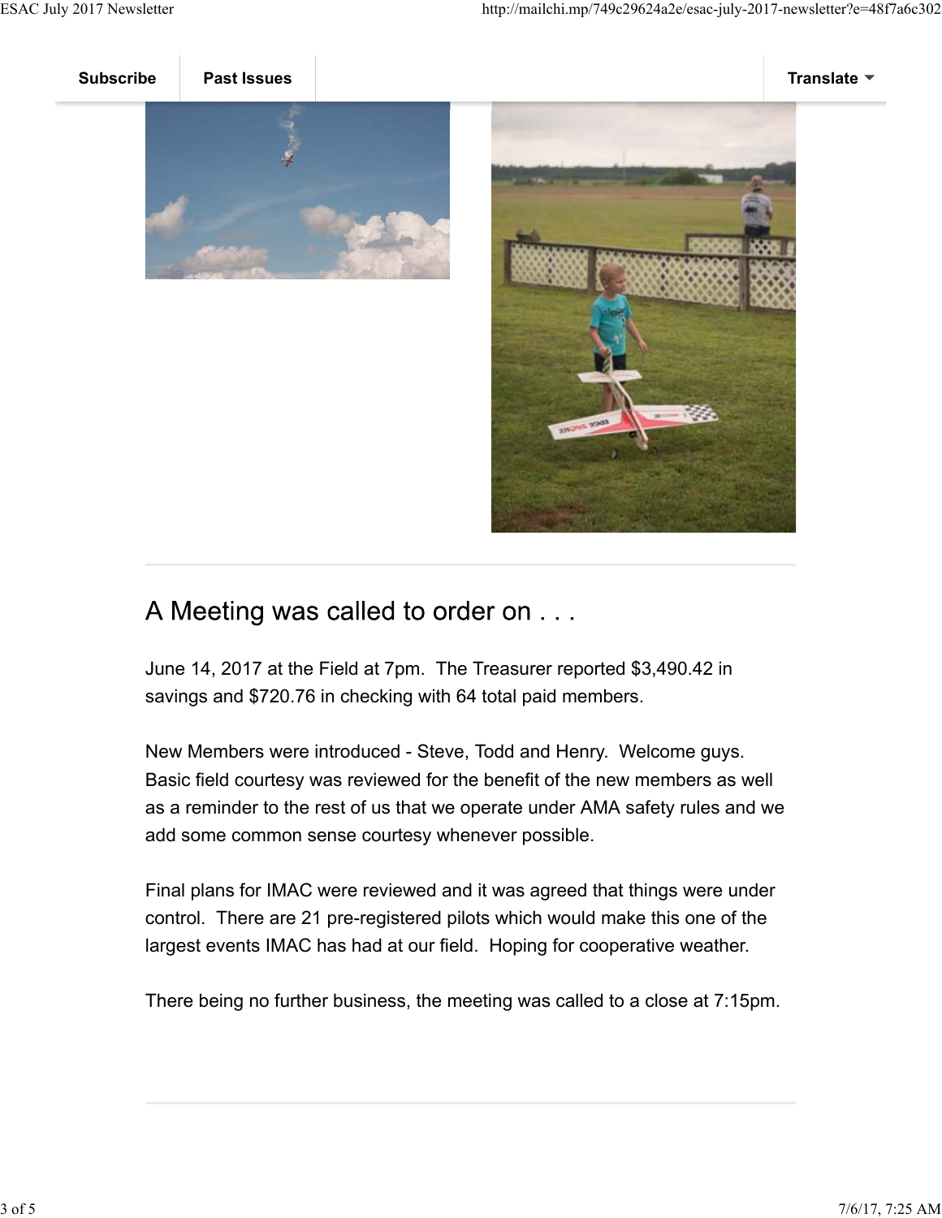Subscribe | Past Issues | Translate

## A Meeting was called to order on . . .

June 14, 2017 at the Field at 7pm.  The Treasurer reported $3,490.42 in savings and $720.76 in checking with 64 total paid members.

New Members were introduced - Steve, Todd and Henry.  Welcome guys.  Basic field courtesy was reviewed for the benefit of the new members as well as a reminder to the rest of us that we operate under AMA safety rules and we add some common sense courtesy whenever possible.

Final plans for IMAC were reviewed and it was agreed that things were under control.  There are 21 pre-registered pilots which would make this one of the largest events IMAC has had at our field.  Hoping for cooperative weather.

There being no further business, the meeting was called to a close at 7:15pm.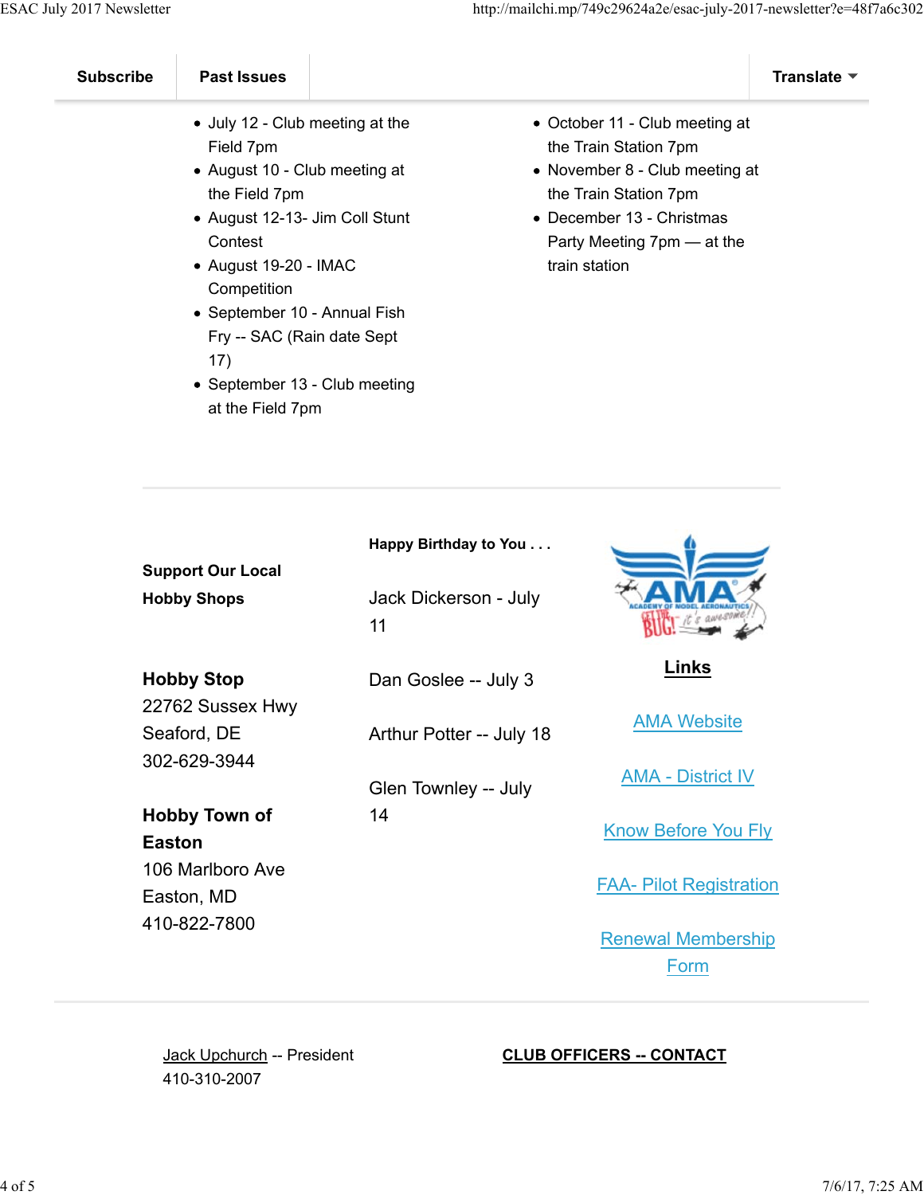Subscribe | Past Issues | Translate

- July 12 - Club meeting at the Field 7pm
- August 10 - Club meeting at the Field 7pm
- August 12-13- Jim Coll Stunt Contest
- August 19-20 - IMAC Competition
- September 10 - Annual Fish Fry -- SAC (Rain date Sept 17)
- September 13 - Club meeting at the Field 7pm
- October 11 - Club meeting at the Train Station 7pm
- November 8 - Club meeting at the Train Station 7pm
- December 13 - Christmas Party Meeting 7pm — at the train station

---

**Support Our Local Hobby Shops**

**Hobby Stop**
22762 Sussex Hwy
Seaford, DE
302-629-3944

**Hobby Town of Easton**
106 Marlboro Ave
Easton, MD
410-822-7800

**Happy Birthday to You . . .**

Jack Dickerson - July 11

Dan Goslee -- July 3

Arthur Potter -- July 18

Glen Townley -- July 14

**Links**

[AMA Website]

[AMA - District IV]

[Know Before You Fly]

[FAA- Pilot Registration]

[Renewal Membership Form]

---

Jack Upchurch -- President
410-310-2007

**CLUB OFFICERS -- CONTACT**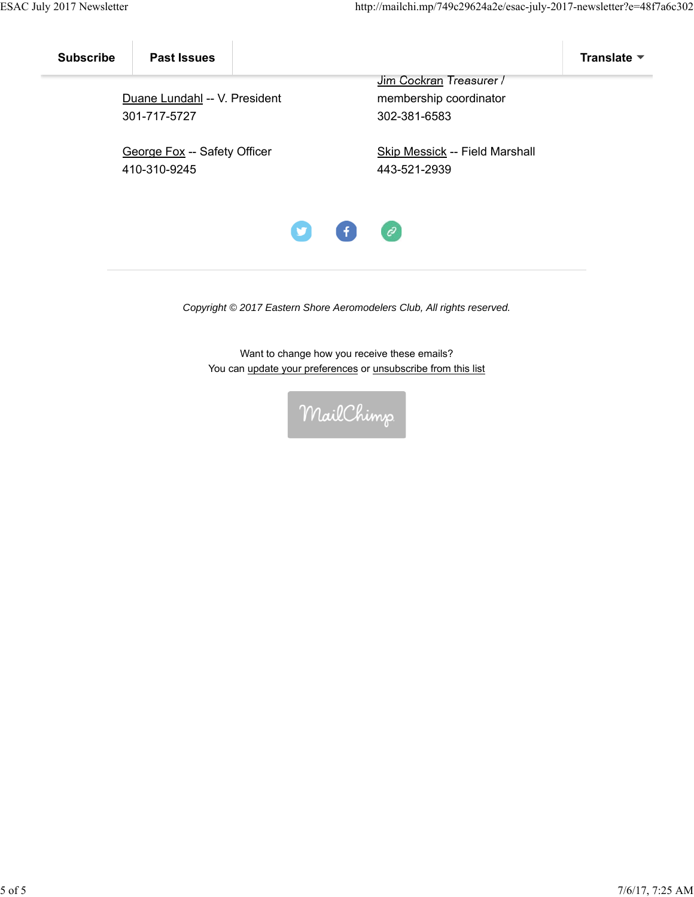Subscribe | Past Issues | Translate

Duane Lundahl -- V. President
301-717-5727

Jim Cockran *Treasurer /*
membership coordinator
302-381-6583

George Fox -- Safety Officer
410-310-9245

Skip Messick -- Field Marshall
443-521-2939

*Copyright © 2017 Eastern Shore Aeromodelers Club, All rights reserved.*

Want to change how you receive these emails?
You can update your preferences or unsubscribe from this list

MailChimp